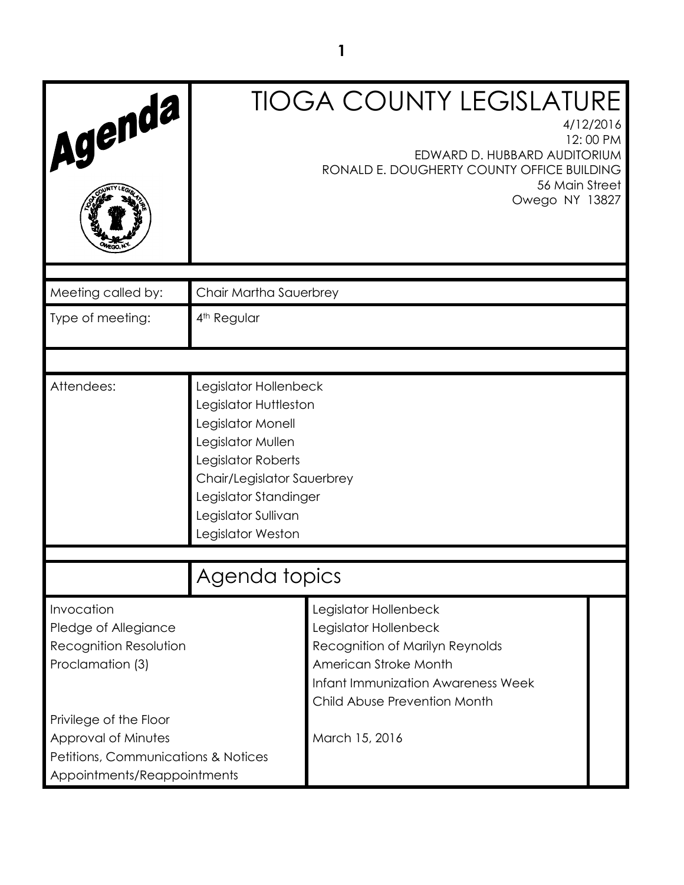# TIOGA COUNTY LEGISLATURE

4/12/2016
12: 00 PM
EDWARD D. HUBBARD AUDITORIUM
RONALD E. DOUGHERTY COUNTY OFFICE BUILDING
56 Main Street
Owego NY 13827

| | |
|---|---|
| Meeting called by: | Chair Martha Sauerbrey |
| Type of meeting: | 4th Regular |
| Attendees: | Legislator Hollenbeck<br>Legislator Huttleston<br>Legislator Monell<br>Legislator Mullen<br>Legislator Roberts<br>Chair/Legislator Sauerbrey<br>Legislator Standinger<br>Legislator Sullivan<br>Legislator Weston |

## Agenda topics

| | | |
|---|---|---|
| Invocation | Legislator Hollenbeck | |
| Pledge of Allegiance | Legislator Hollenbeck | |
| Recognition Resolution | Recognition of Marilyn Reynolds | |
| Proclamation (3) | American Stroke Month<br>Infant Immunization Awareness Week<br>Child Abuse Prevention Month | |
| Privilege of the Floor | | |
| Approval of Minutes | March 15, 2016 | |
| Petitions, Communications & Notices | | |
| Appointments/Reappointments | | |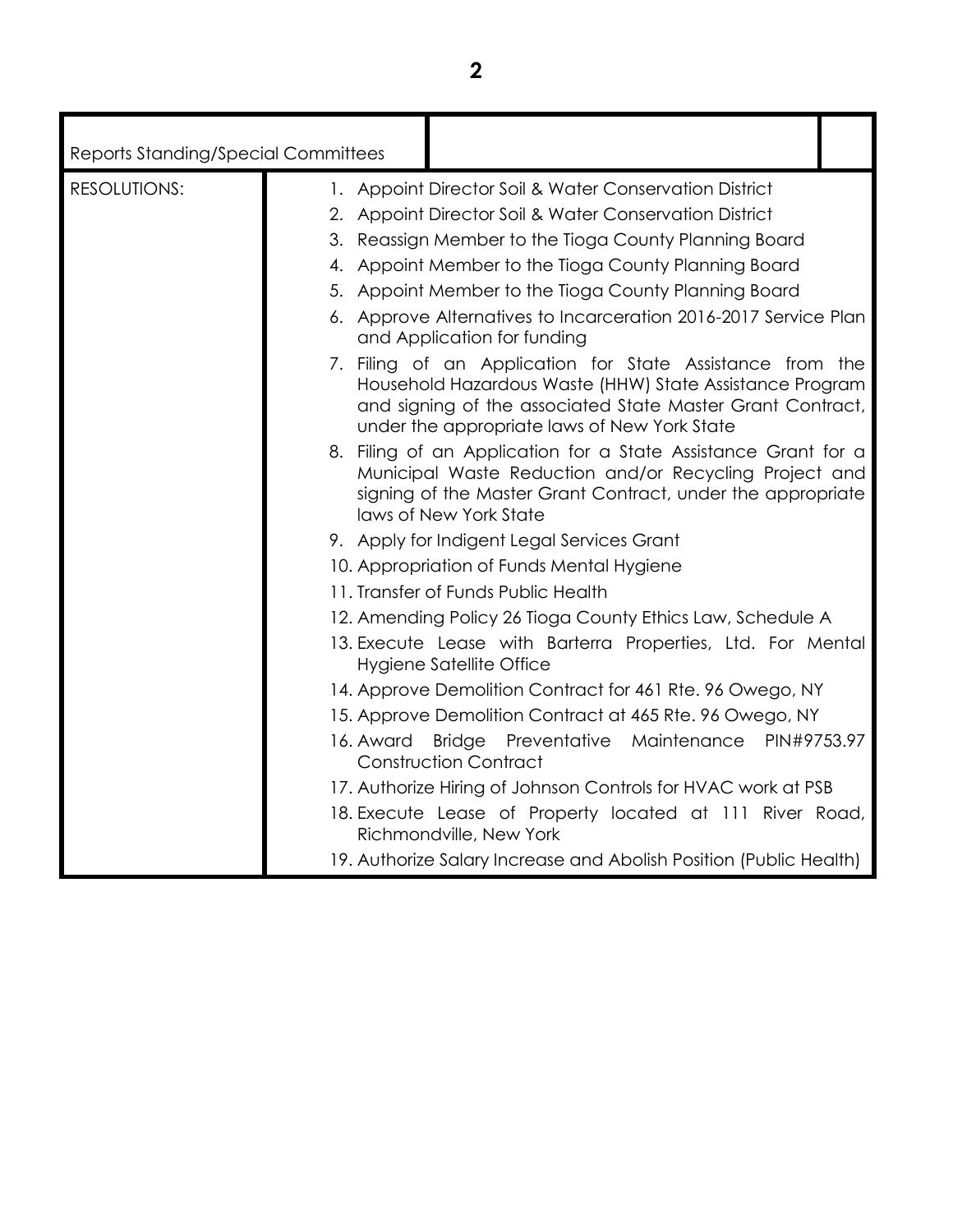| Reports Standing/Special Committees | | |
|---|---|---|
| RESOLUTIONS: | 1. Appoint Director Soil & Water Conservation District<br>2. Appoint Director Soil & Water Conservation District<br>3. Reassign Member to the Tioga County Planning Board<br>4. Appoint Member to the Tioga County Planning Board<br>5. Appoint Member to the Tioga County Planning Board<br>6. Approve Alternatives to Incarceration 2016-2017 Service Plan and Application for funding<br>7. Filing of an Application for State Assistance from the Household Hazardous Waste (HHW) State Assistance Program and signing of the associated State Master Grant Contract, under the appropriate laws of New York State<br>8. Filing of an Application for a State Assistance Grant for a Municipal Waste Reduction and/or Recycling Project and signing of the Master Grant Contract, under the appropriate laws of New York State<br>9. Apply for Indigent Legal Services Grant<br>10. Appropriation of Funds Mental Hygiene<br>11. Transfer of Funds Public Health<br>12. Amending Policy 26 Tioga County Ethics Law, Schedule A<br>13. Execute Lease with Barterra Properties, Ltd. For Mental Hygiene Satellite Office<br>14. Approve Demolition Contract for 461 Rte. 96 Owego, NY<br>15. Approve Demolition Contract at 465 Rte. 96 Owego, NY<br>16. Award Bridge Preventative Maintenance PIN#9753.97 Construction Contract<br>17. Authorize Hiring of Johnson Controls for HVAC work at PSB<br>18. Execute Lease of Property located at 111 River Road, Richmondville, New York<br>19. Authorize Salary Increase and Abolish Position (Public Health) | |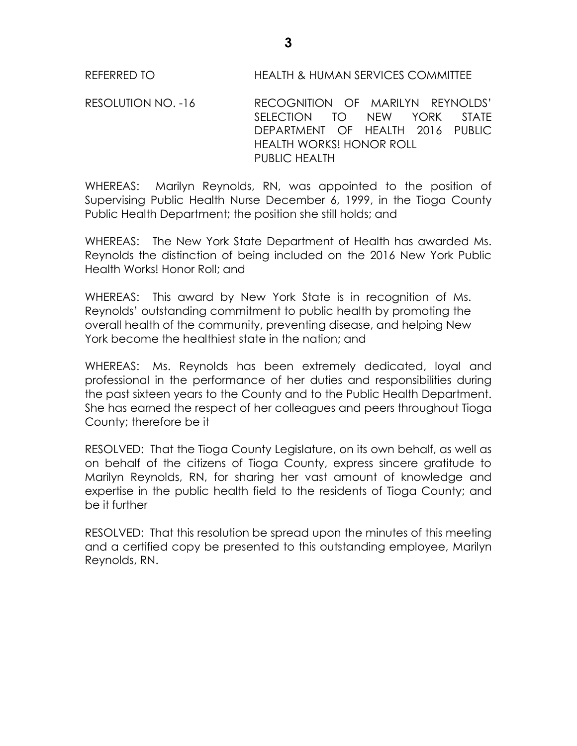REFERRED TO HEALTH & HUMAN SERVICES COMMITTEE

RESOLUTION NO. -16 RECOGNITION OF MARILYN REYNOLDS' SELECTION TO NEW YORK STATE DEPARTMENT OF HEALTH 2016 PUBLIC HEALTH WORKS! HONOR ROLL
PUBLIC HEALTH

WHEREAS: Marilyn Reynolds, RN, was appointed to the position of Supervising Public Health Nurse December 6, 1999, in the Tioga County Public Health Department; the position she still holds; and

WHEREAS: The New York State Department of Health has awarded Ms. Reynolds the distinction of being included on the 2016 New York Public Health Works! Honor Roll; and

WHEREAS: This award by New York State is in recognition of Ms. Reynolds' outstanding commitment to public health by promoting the overall health of the community, preventing disease, and helping New York become the healthiest state in the nation; and

WHEREAS: Ms. Reynolds has been extremely dedicated, loyal and professional in the performance of her duties and responsibilities during the past sixteen years to the County and to the Public Health Department. She has earned the respect of her colleagues and peers throughout Tioga County; therefore be it

RESOLVED: That the Tioga County Legislature, on its own behalf, as well as on behalf of the citizens of Tioga County, express sincere gratitude to Marilyn Reynolds, RN, for sharing her vast amount of knowledge and expertise in the public health field to the residents of Tioga County; and be it further

RESOLVED: That this resolution be spread upon the minutes of this meeting and a certified copy be presented to this outstanding employee, Marilyn Reynolds, RN.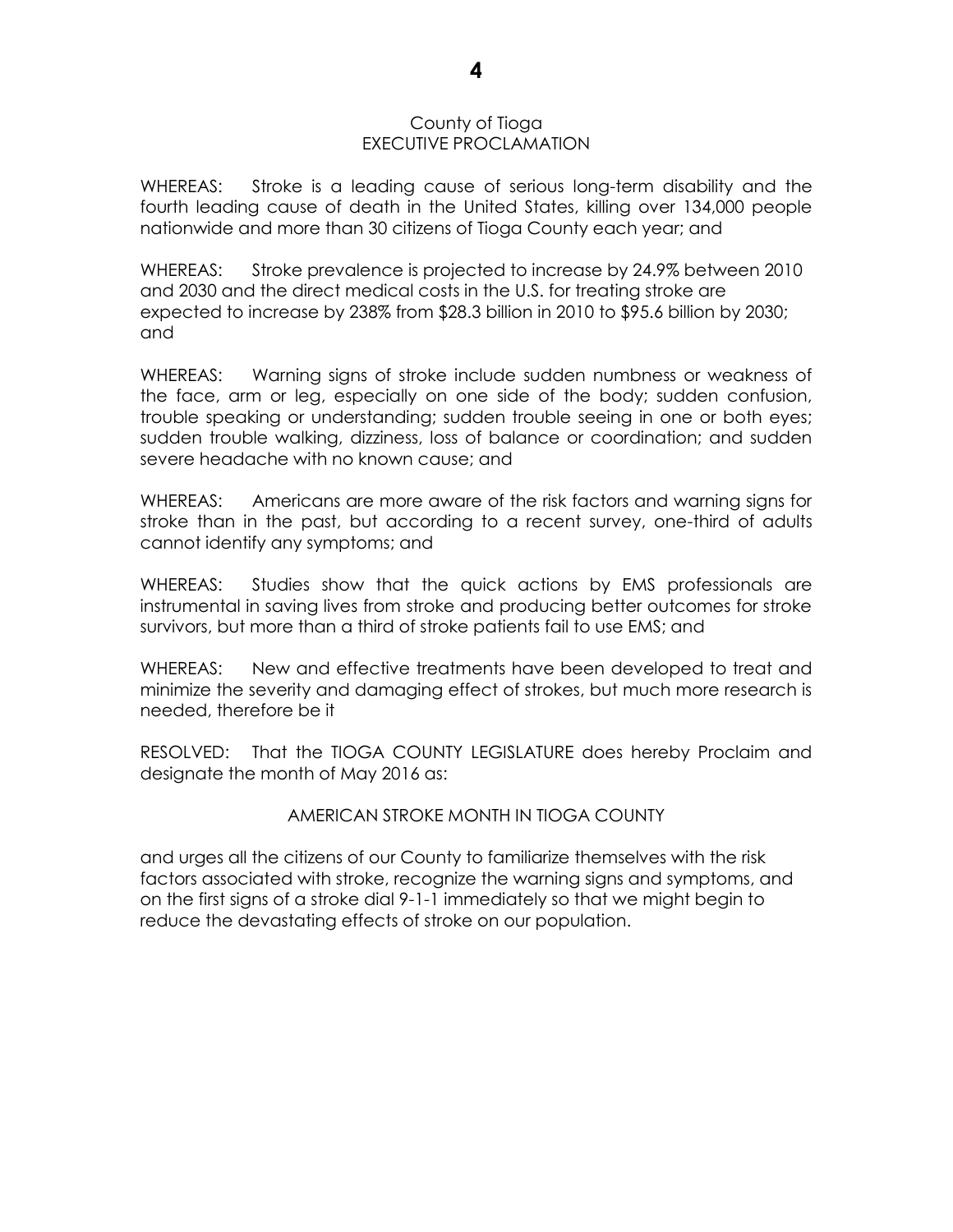County of Tioga
EXECUTIVE PROCLAMATION

WHEREAS: Stroke is a leading cause of serious long-term disability and the fourth leading cause of death in the United States, killing over 134,000 people nationwide and more than 30 citizens of Tioga County each year; and

WHEREAS: Stroke prevalence is projected to increase by 24.9% between 2010 and 2030 and the direct medical costs in the U.S. for treating stroke are expected to increase by 238% from $28.3 billion in 2010 to $95.6 billion by 2030; and

WHEREAS: Warning signs of stroke include sudden numbness or weakness of the face, arm or leg, especially on one side of the body; sudden confusion, trouble speaking or understanding; sudden trouble seeing in one or both eyes; sudden trouble walking, dizziness, loss of balance or coordination; and sudden severe headache with no known cause; and

WHEREAS: Americans are more aware of the risk factors and warning signs for stroke than in the past, but according to a recent survey, one-third of adults cannot identify any symptoms; and

WHEREAS: Studies show that the quick actions by EMS professionals are instrumental in saving lives from stroke and producing better outcomes for stroke survivors, but more than a third of stroke patients fail to use EMS; and

WHEREAS: New and effective treatments have been developed to treat and minimize the severity and damaging effect of strokes, but much more research is needed, therefore be it

RESOLVED: That the TIOGA COUNTY LEGISLATURE does hereby Proclaim and designate the month of May 2016 as:

AMERICAN STROKE MONTH IN TIOGA COUNTY

and urges all the citizens of our County to familiarize themselves with the risk factors associated with stroke, recognize the warning signs and symptoms, and on the first signs of a stroke dial 9-1-1 immediately so that we might begin to reduce the devastating effects of stroke on our population.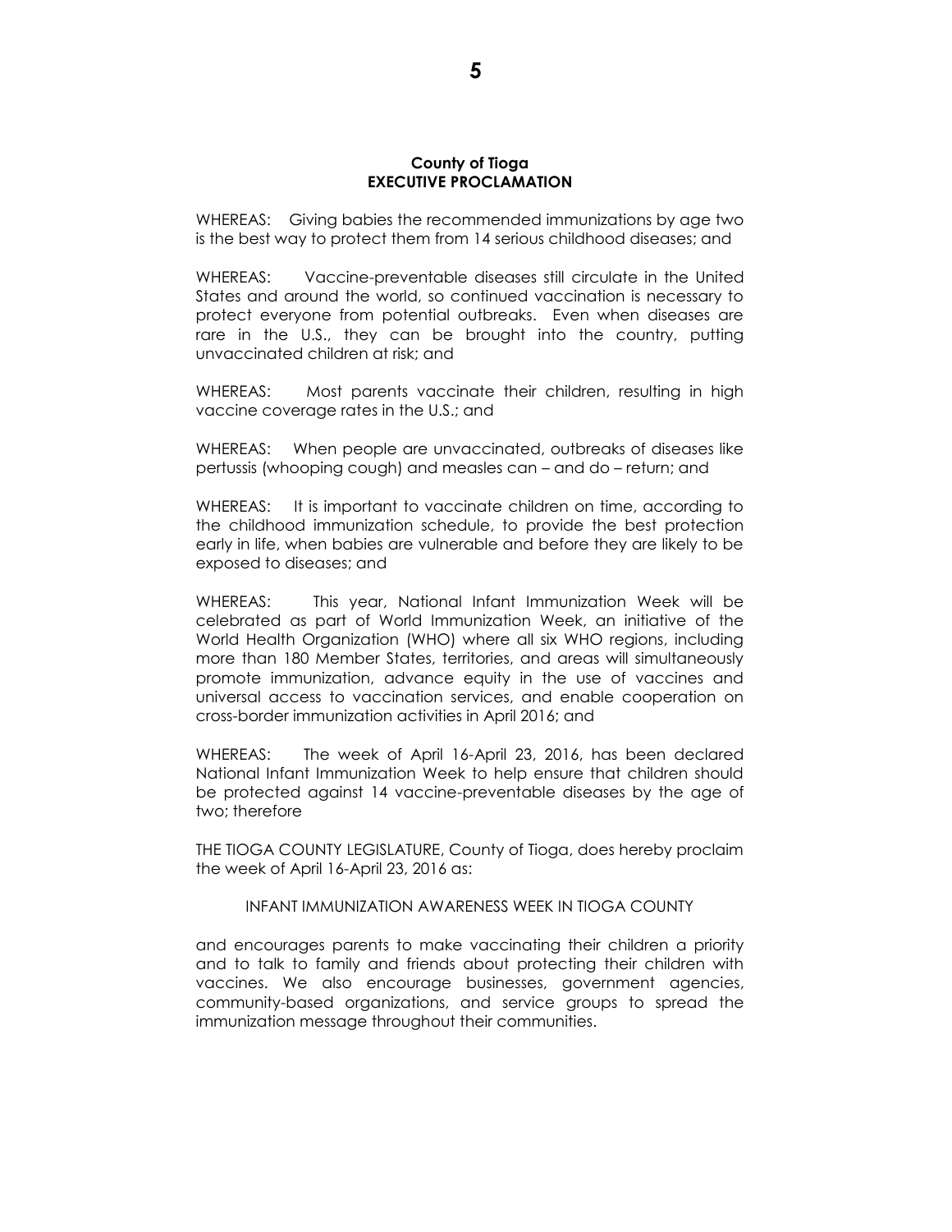**County of Tioga**
**EXECUTIVE PROCLAMATION**

WHEREAS: Giving babies the recommended immunizations by age two is the best way to protect them from 14 serious childhood diseases; and

WHEREAS: Vaccine-preventable diseases still circulate in the United States and around the world, so continued vaccination is necessary to protect everyone from potential outbreaks. Even when diseases are rare in the U.S., they can be brought into the country, putting unvaccinated children at risk; and

WHEREAS: Most parents vaccinate their children, resulting in high vaccine coverage rates in the U.S.; and

WHEREAS: When people are unvaccinated, outbreaks of diseases like pertussis (whooping cough) and measles can – and do – return; and

WHEREAS: It is important to vaccinate children on time, according to the childhood immunization schedule, to provide the best protection early in life, when babies are vulnerable and before they are likely to be exposed to diseases; and

WHEREAS: This year, National Infant Immunization Week will be celebrated as part of World Immunization Week, an initiative of the World Health Organization (WHO) where all six WHO regions, including more than 180 Member States, territories, and areas will simultaneously promote immunization, advance equity in the use of vaccines and universal access to vaccination services, and enable cooperation on cross-border immunization activities in April 2016; and

WHEREAS: The week of April 16-April 23, 2016, has been declared National Infant Immunization Week to help ensure that children should be protected against 14 vaccine-preventable diseases by the age of two; therefore

THE TIOGA COUNTY LEGISLATURE, County of Tioga, does hereby proclaim the week of April 16-April 23, 2016 as:

INFANT IMMUNIZATION AWARENESS WEEK IN TIOGA COUNTY

and encourages parents to make vaccinating their children a priority and to talk to family and friends about protecting their children with vaccines. We also encourage businesses, government agencies, community-based organizations, and service groups to spread the immunization message throughout their communities.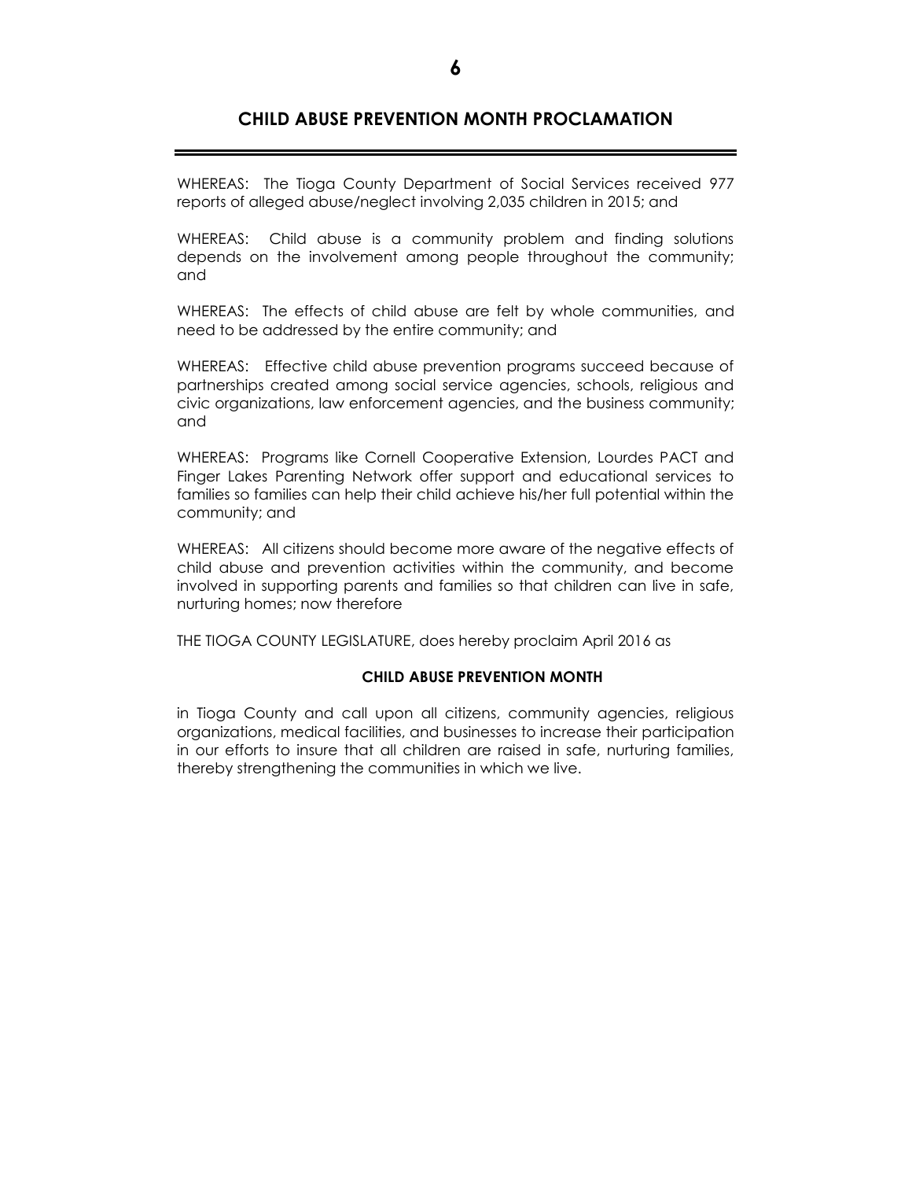## CHILD ABUSE PREVENTION MONTH PROCLAMATION

WHEREAS: The Tioga County Department of Social Services received 977 reports of alleged abuse/neglect involving 2,035 children in 2015; and

WHEREAS: Child abuse is a community problem and finding solutions depends on the involvement among people throughout the community; and

WHEREAS: The effects of child abuse are felt by whole communities, and need to be addressed by the entire community; and

WHEREAS: Effective child abuse prevention programs succeed because of partnerships created among social service agencies, schools, religious and civic organizations, law enforcement agencies, and the business community; and

WHEREAS: Programs like Cornell Cooperative Extension, Lourdes PACT and Finger Lakes Parenting Network offer support and educational services to families so families can help their child achieve his/her full potential within the community; and

WHEREAS: All citizens should become more aware of the negative effects of child abuse and prevention activities within the community, and become involved in supporting parents and families so that children can live in safe, nurturing homes; now therefore

THE TIOGA COUNTY LEGISLATURE, does hereby proclaim April 2016 as

**CHILD ABUSE PREVENTION MONTH**

in Tioga County and call upon all citizens, community agencies, religious organizations, medical facilities, and businesses to increase their participation in our efforts to insure that all children are raised in safe, nurturing families, thereby strengthening the communities in which we live.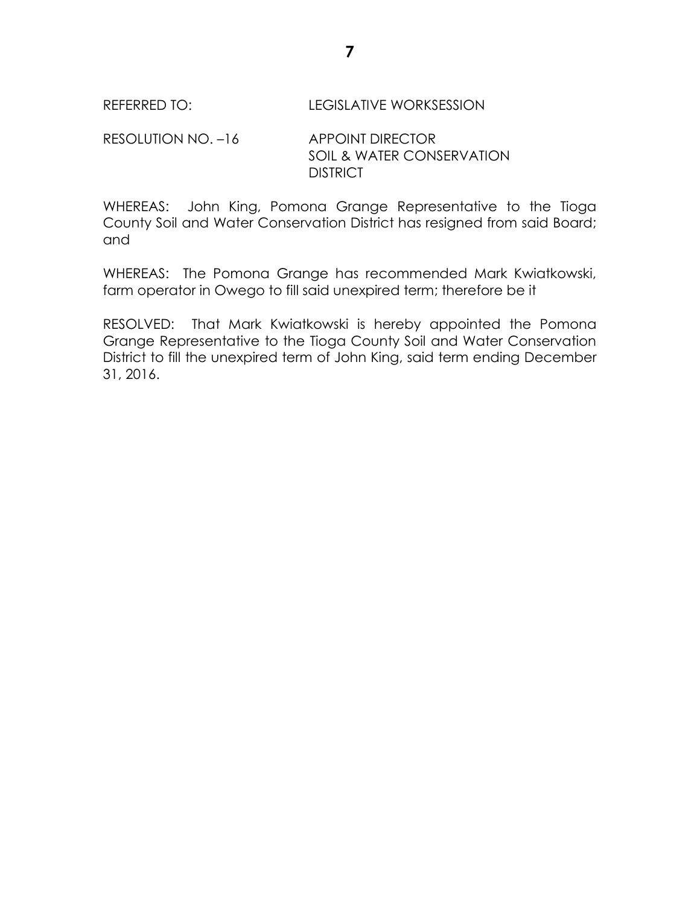REFERRED TO: LEGISLATIVE WORKSESSION

RESOLUTION NO. –16 APPOINT DIRECTOR
SOIL & WATER CONSERVATION
DISTRICT

WHEREAS: John King, Pomona Grange Representative to the Tioga County Soil and Water Conservation District has resigned from said Board; and

WHEREAS: The Pomona Grange has recommended Mark Kwiatkowski, farm operator in Owego to fill said unexpired term; therefore be it

RESOLVED: That Mark Kwiatkowski is hereby appointed the Pomona Grange Representative to the Tioga County Soil and Water Conservation District to fill the unexpired term of John King, said term ending December 31, 2016.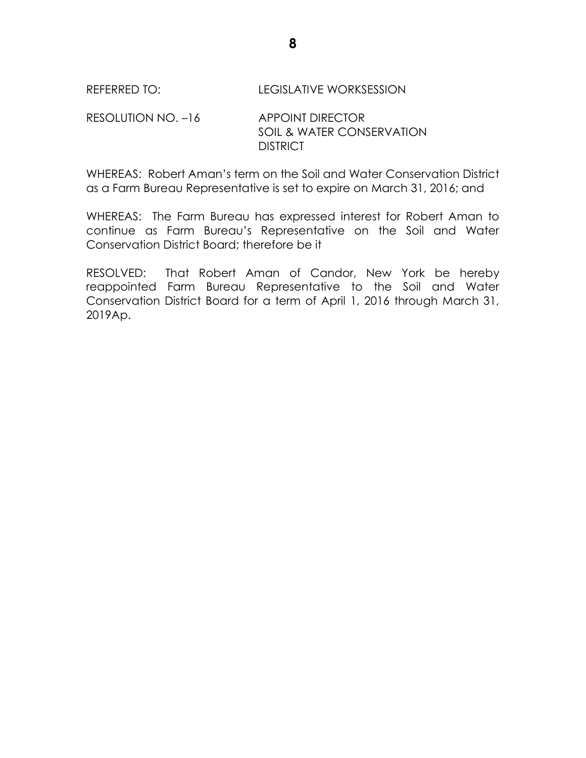REFERRED TO: LEGISLATIVE WORKSESSION

RESOLUTION NO. –16 APPOINT DIRECTOR
SOIL & WATER CONSERVATION
DISTRICT

WHEREAS: Robert Aman's term on the Soil and Water Conservation District as a Farm Bureau Representative is set to expire on March 31, 2016; and

WHEREAS: The Farm Bureau has expressed interest for Robert Aman to continue as Farm Bureau's Representative on the Soil and Water Conservation District Board; therefore be it

RESOLVED: That Robert Aman of Candor, New York be hereby reappointed Farm Bureau Representative to the Soil and Water Conservation District Board for a term of April 1, 2016 through March 31, 2019Ap.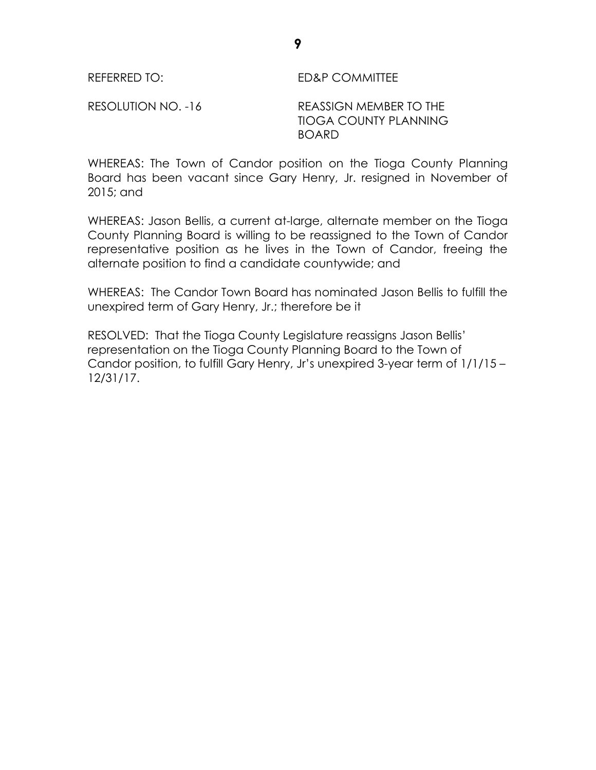REFERRED TO: ED&P COMMITTEE

RESOLUTION NO. -16 REASSIGN MEMBER TO THE TIOGA COUNTY PLANNING BOARD

WHEREAS: The Town of Candor position on the Tioga County Planning Board has been vacant since Gary Henry, Jr. resigned in November of 2015; and

WHEREAS: Jason Bellis, a current at-large, alternate member on the Tioga County Planning Board is willing to be reassigned to the Town of Candor representative position as he lives in the Town of Candor, freeing the alternate position to find a candidate countywide; and

WHEREAS: The Candor Town Board has nominated Jason Bellis to fulfill the unexpired term of Gary Henry, Jr.; therefore be it

RESOLVED: That the Tioga County Legislature reassigns Jason Bellis' representation on the Tioga County Planning Board to the Town of Candor position, to fulfill Gary Henry, Jr's unexpired 3-year term of 1/1/15 – 12/31/17.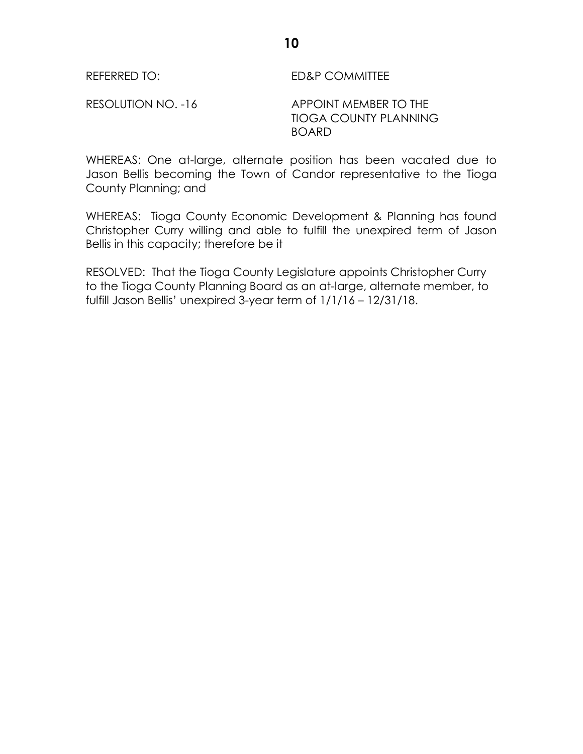REFERRED TO: ED&P COMMITTEE

RESOLUTION NO. -16 APPOINT MEMBER TO THE TIOGA COUNTY PLANNING BOARD

WHEREAS: One at-large, alternate position has been vacated due to Jason Bellis becoming the Town of Candor representative to the Tioga County Planning; and

WHEREAS: Tioga County Economic Development & Planning has found Christopher Curry willing and able to fulfill the unexpired term of Jason Bellis in this capacity; therefore be it

RESOLVED: That the Tioga County Legislature appoints Christopher Curry to the Tioga County Planning Board as an at-large, alternate member, to fulfill Jason Bellis' unexpired 3-year term of 1/1/16 – 12/31/18.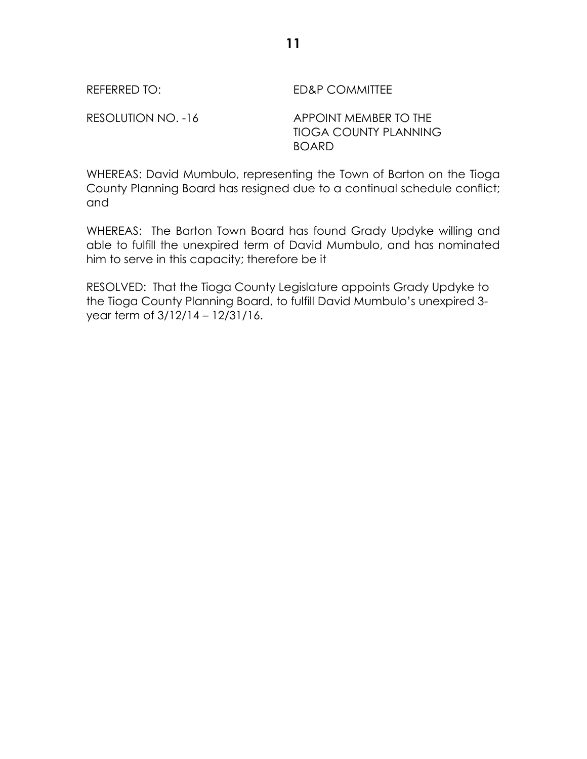REFERRED TO: ED&P COMMITTEE

RESOLUTION NO. -16 APPOINT MEMBER TO THE TIOGA COUNTY PLANNING BOARD

WHEREAS: David Mumbulo, representing the Town of Barton on the Tioga County Planning Board has resigned due to a continual schedule conflict; and

WHEREAS: The Barton Town Board has found Grady Updyke willing and able to fulfill the unexpired term of David Mumbulo, and has nominated him to serve in this capacity; therefore be it

RESOLVED: That the Tioga County Legislature appoints Grady Updyke to the Tioga County Planning Board, to fulfill David Mumbulo's unexpired 3-year term of 3/12/14 – 12/31/16.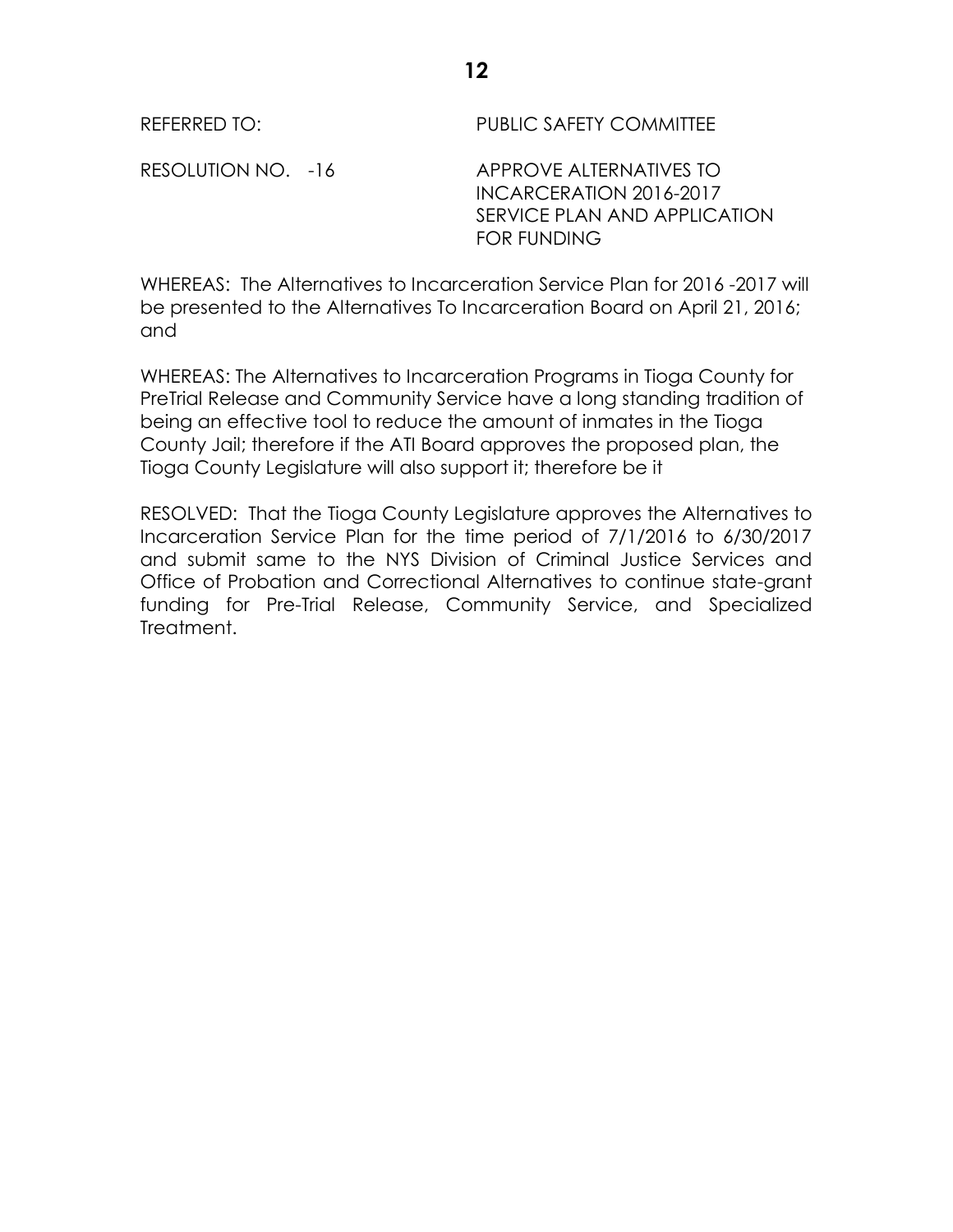REFERRED TO: PUBLIC SAFETY COMMITTEE

RESOLUTION NO. -16 APPROVE ALTERNATIVES TO INCARCERATION 2016-2017 SERVICE PLAN AND APPLICATION FOR FUNDING

WHEREAS: The Alternatives to Incarceration Service Plan for 2016 -2017 will be presented to the Alternatives To Incarceration Board on April 21, 2016; and

WHEREAS: The Alternatives to Incarceration Programs in Tioga County for PreTrial Release and Community Service have a long standing tradition of being an effective tool to reduce the amount of inmates in the Tioga County Jail; therefore if the ATI Board approves the proposed plan, the Tioga County Legislature will also support it; therefore be it

RESOLVED: That the Tioga County Legislature approves the Alternatives to Incarceration Service Plan for the time period of 7/1/2016 to 6/30/2017 and submit same to the NYS Division of Criminal Justice Services and Office of Probation and Correctional Alternatives to continue state-grant funding for Pre-Trial Release, Community Service, and Specialized Treatment.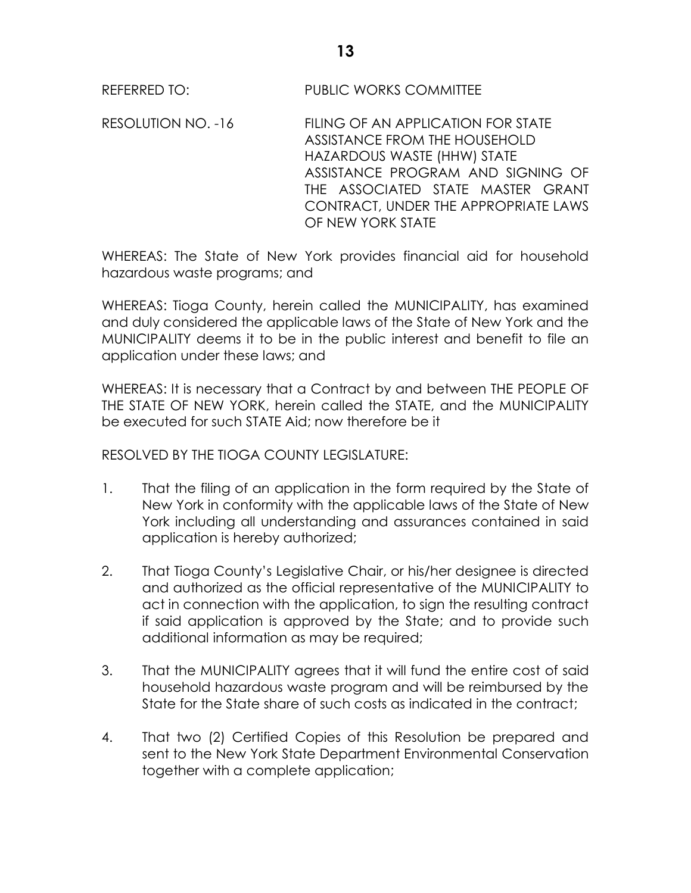REFERRED TO: PUBLIC WORKS COMMITTEE

RESOLUTION NO. -16 FILING OF AN APPLICATION FOR STATE ASSISTANCE FROM THE HOUSEHOLD HAZARDOUS WASTE (HHW) STATE ASSISTANCE PROGRAM AND SIGNING OF THE ASSOCIATED STATE MASTER GRANT CONTRACT, UNDER THE APPROPRIATE LAWS OF NEW YORK STATE

WHEREAS: The State of New York provides financial aid for household hazardous waste programs; and

WHEREAS: Tioga County, herein called the MUNICIPALITY, has examined and duly considered the applicable laws of the State of New York and the MUNICIPALITY deems it to be in the public interest and benefit to file an application under these laws; and

WHEREAS: It is necessary that a Contract by and between THE PEOPLE OF THE STATE OF NEW YORK, herein called the STATE, and the MUNICIPALITY be executed for such STATE Aid; now therefore be it

RESOLVED BY THE TIOGA COUNTY LEGISLATURE:

1. That the filing of an application in the form required by the State of New York in conformity with the applicable laws of the State of New York including all understanding and assurances contained in said application is hereby authorized;

2. That Tioga County's Legislative Chair, or his/her designee is directed and authorized as the official representative of the MUNICIPALITY to act in connection with the application, to sign the resulting contract if said application is approved by the State; and to provide such additional information as may be required;

3. That the MUNICIPALITY agrees that it will fund the entire cost of said household hazardous waste program and will be reimbursed by the State for the State share of such costs as indicated in the contract;

4. That two (2) Certified Copies of this Resolution be prepared and sent to the New York State Department Environmental Conservation together with a complete application;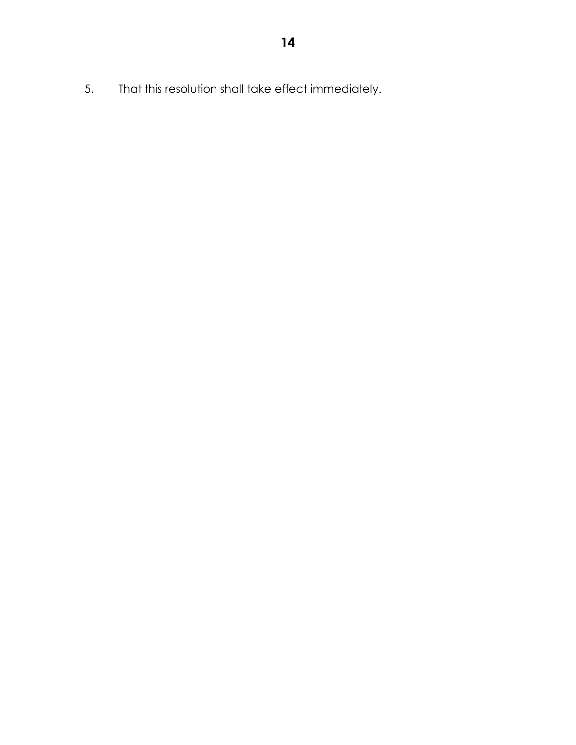5. That this resolution shall take effect immediately.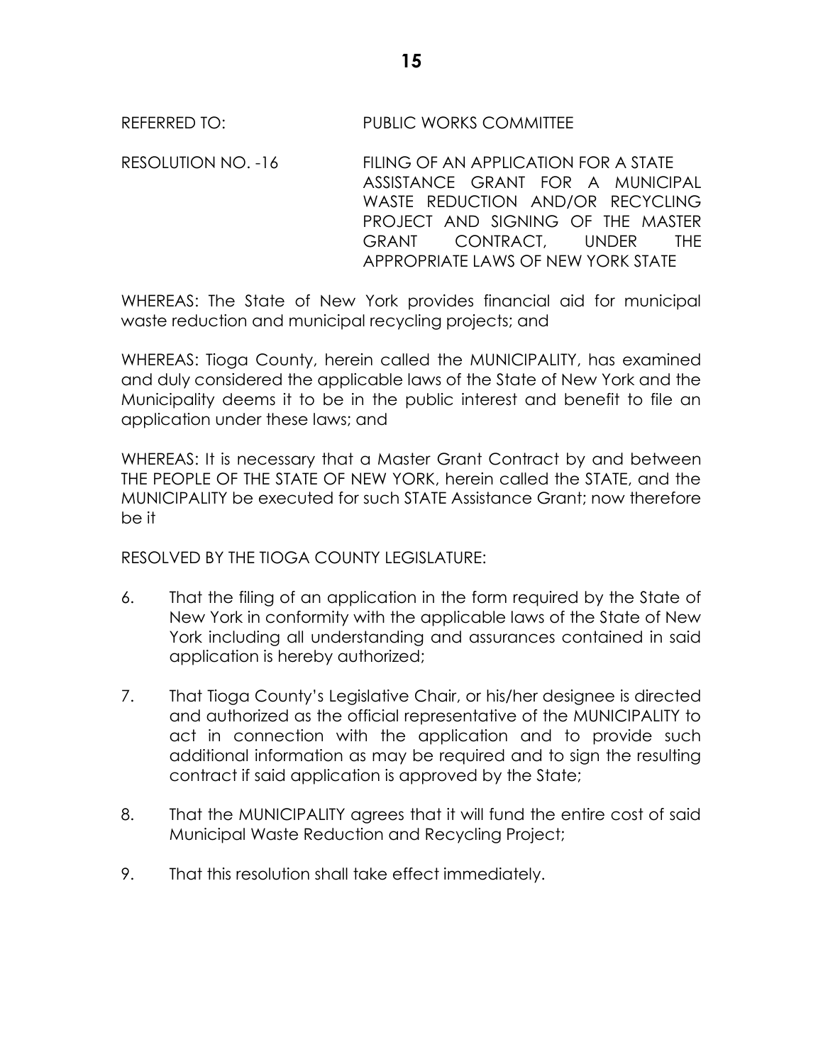REFERRED TO: PUBLIC WORKS COMMITTEE

RESOLUTION NO. -16 FILING OF AN APPLICATION FOR A STATE ASSISTANCE GRANT FOR A MUNICIPAL WASTE REDUCTION AND/OR RECYCLING PROJECT AND SIGNING OF THE MASTER GRANT CONTRACT, UNDER THE APPROPRIATE LAWS OF NEW YORK STATE

WHEREAS: The State of New York provides financial aid for municipal waste reduction and municipal recycling projects; and

WHEREAS: Tioga County, herein called the MUNICIPALITY, has examined and duly considered the applicable laws of the State of New York and the Municipality deems it to be in the public interest and benefit to file an application under these laws; and

WHEREAS: It is necessary that a Master Grant Contract by and between THE PEOPLE OF THE STATE OF NEW YORK, herein called the STATE, and the MUNICIPALITY be executed for such STATE Assistance Grant; now therefore be it

RESOLVED BY THE TIOGA COUNTY LEGISLATURE:

6. That the filing of an application in the form required by the State of New York in conformity with the applicable laws of the State of New York including all understanding and assurances contained in said application is hereby authorized;

7. That Tioga County's Legislative Chair, or his/her designee is directed and authorized as the official representative of the MUNICIPALITY to act in connection with the application and to provide such additional information as may be required and to sign the resulting contract if said application is approved by the State;

8. That the MUNICIPALITY agrees that it will fund the entire cost of said Municipal Waste Reduction and Recycling Project;

9. That this resolution shall take effect immediately.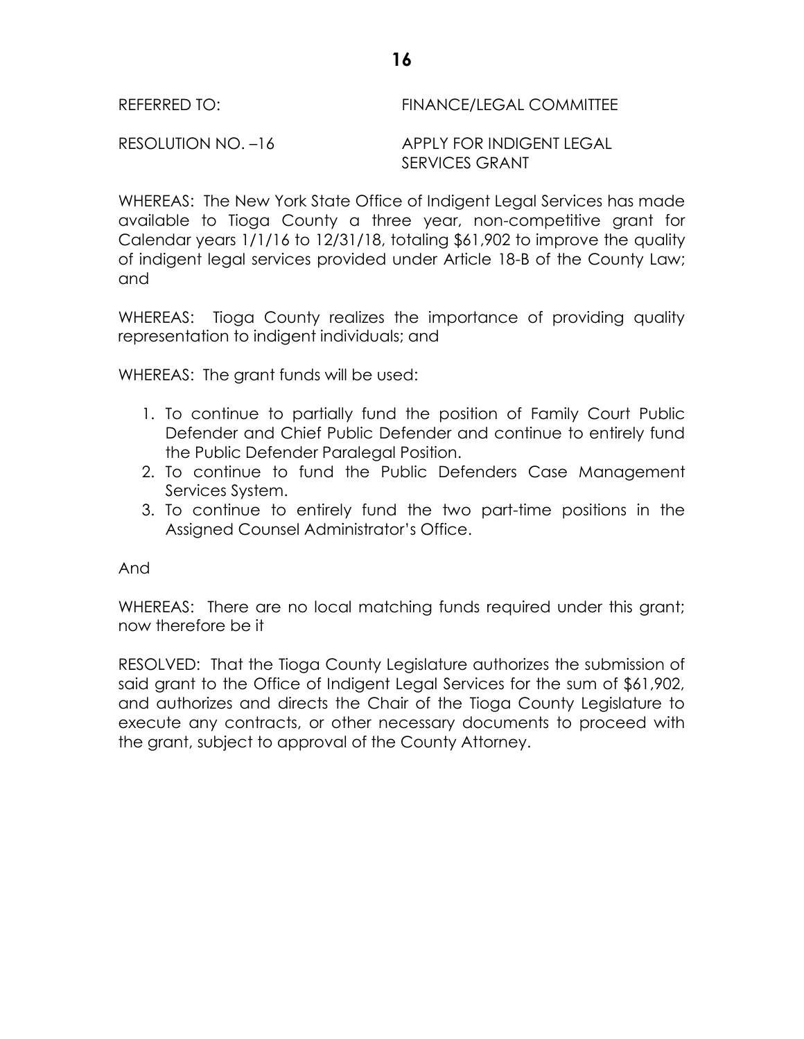REFERRED TO: FINANCE/LEGAL COMMITTEE

RESOLUTION NO. –16 APPLY FOR INDIGENT LEGAL SERVICES GRANT

WHEREAS: The New York State Office of Indigent Legal Services has made available to Tioga County a three year, non-competitive grant for Calendar years 1/1/16 to 12/31/18, totaling $61,902 to improve the quality of indigent legal services provided under Article 18-B of the County Law; and

WHEREAS: Tioga County realizes the importance of providing quality representation to indigent individuals; and

WHEREAS: The grant funds will be used:

1. To continue to partially fund the position of Family Court Public Defender and Chief Public Defender and continue to entirely fund the Public Defender Paralegal Position.
2. To continue to fund the Public Defenders Case Management Services System.
3. To continue to entirely fund the two part-time positions in the Assigned Counsel Administrator's Office.

And

WHEREAS: There are no local matching funds required under this grant; now therefore be it

RESOLVED: That the Tioga County Legislature authorizes the submission of said grant to the Office of Indigent Legal Services for the sum of $61,902, and authorizes and directs the Chair of the Tioga County Legislature to execute any contracts, or other necessary documents to proceed with the grant, subject to approval of the County Attorney.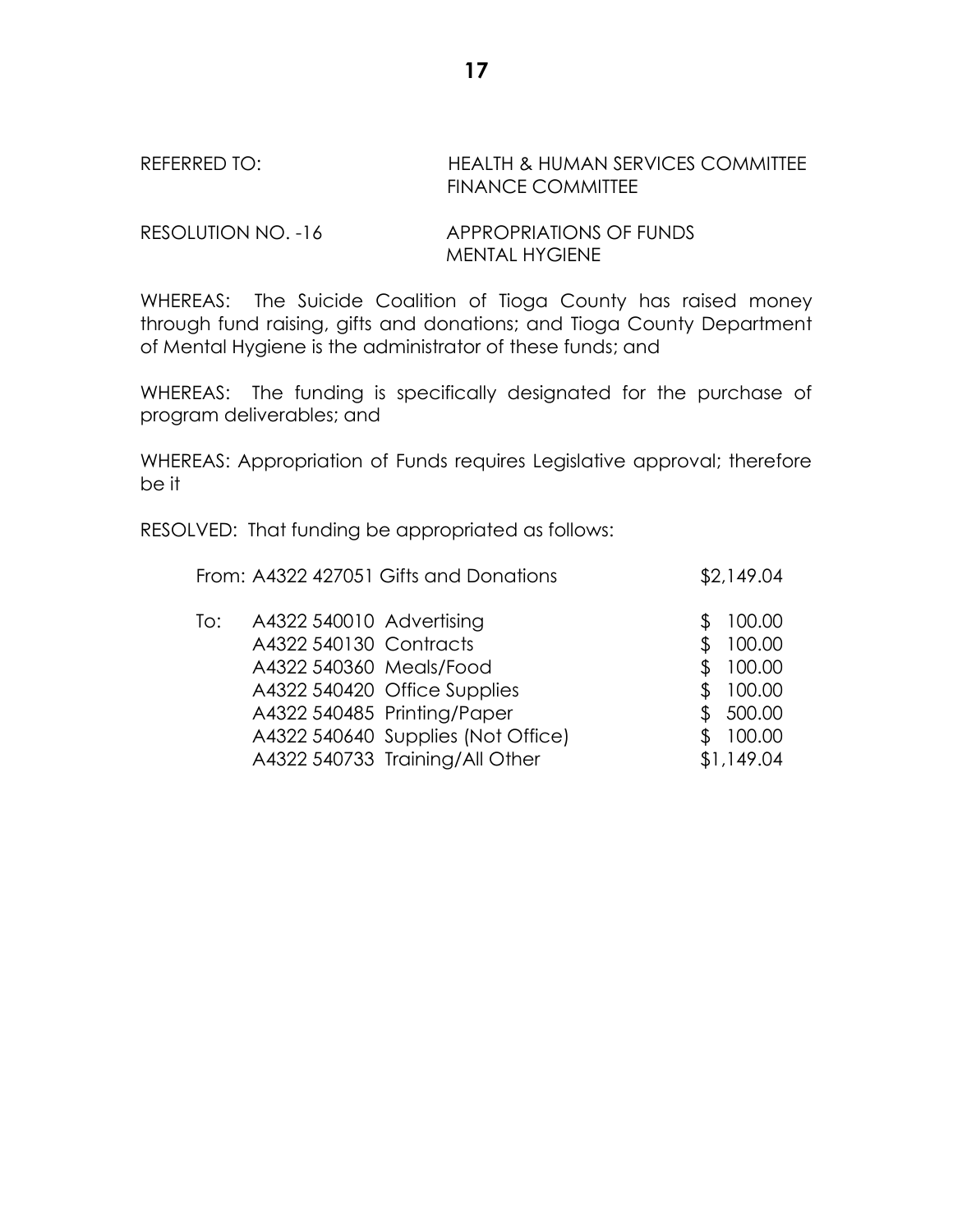REFERRED TO: HEALTH & HUMAN SERVICES COMMITTEE
FINANCE COMMITTEE

RESOLUTION NO. -16 APPROPRIATIONS OF FUNDS
MENTAL HYGIENE

WHEREAS: The Suicide Coalition of Tioga County has raised money through fund raising, gifts and donations; and Tioga County Department of Mental Hygiene is the administrator of these funds; and

WHEREAS: The funding is specifically designated for the purchase of program deliverables; and

WHEREAS: Appropriation of Funds requires Legislative approval; therefore be it

RESOLVED: That funding be appropriated as follows:

| | | |
|---|---|---|
| From: | A4322 427051 Gifts and Donations | $2,149.04 |
| To: | A4322 540010 Advertising | $ 100.00 |
| | A4322 540130 Contracts | $ 100.00 |
| | A4322 540360 Meals/Food | $ 100.00 |
| | A4322 540420 Office Supplies | $ 100.00 |
| | A4322 540485 Printing/Paper | $ 500.00 |
| | A4322 540640 Supplies (Not Office) | $ 100.00 |
| | A4322 540733 Training/All Other | $1,149.04 |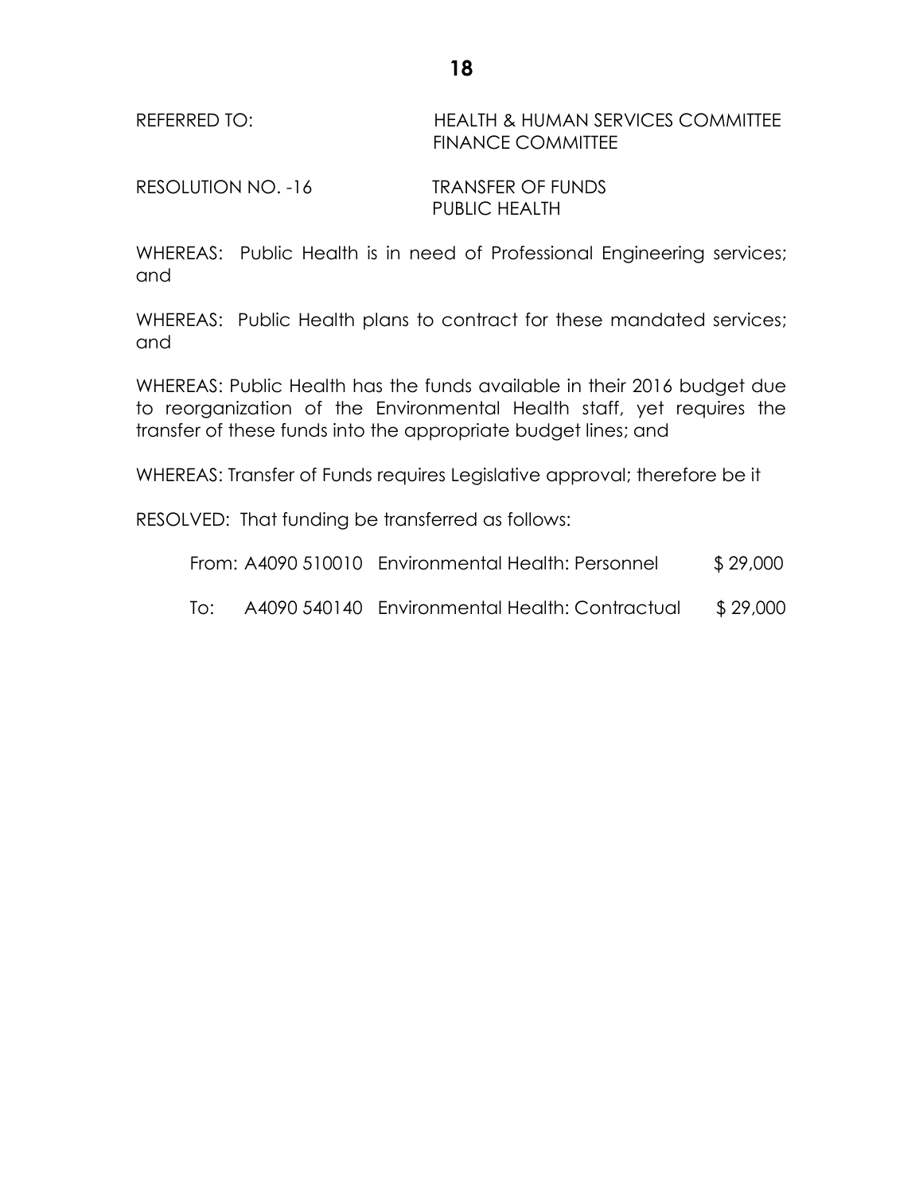REFERRED TO: HEALTH & HUMAN SERVICES COMMITTEE
FINANCE COMMITTEE

RESOLUTION NO. -16 TRANSFER OF FUNDS
PUBLIC HEALTH

WHEREAS: Public Health is in need of Professional Engineering services; and

WHEREAS: Public Health plans to contract for these mandated services; and

WHEREAS: Public Health has the funds available in their 2016 budget due to reorganization of the Environmental Health staff, yet requires the transfer of these funds into the appropriate budget lines; and

WHEREAS: Transfer of Funds requires Legislative approval; therefore be it

RESOLVED: That funding be transferred as follows:

| | | | |
|---|---|---|---|
| From: | A4090 510010 | Environmental Health: Personnel | $ 29,000 |
| To: | A4090 540140 | Environmental Health: Contractual | $ 29,000 |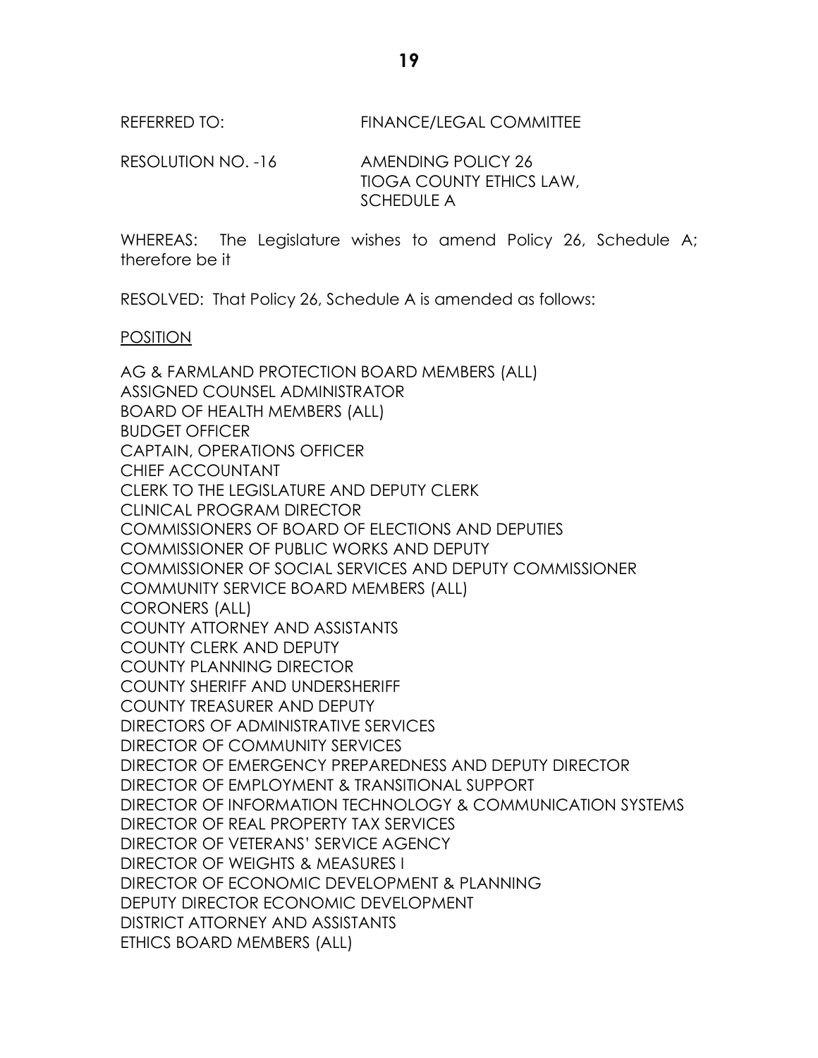REFERRED TO: FINANCE/LEGAL COMMITTEE

RESOLUTION NO. -16 AMENDING POLICY 26
TIOGA COUNTY ETHICS LAW,
SCHEDULE A

WHEREAS: The Legislature wishes to amend Policy 26, Schedule A; therefore be it

RESOLVED: That Policy 26, Schedule A is amended as follows:

<u>POSITION</u>

AG & FARMLAND PROTECTION BOARD MEMBERS (ALL)
ASSIGNED COUNSEL ADMINISTRATOR
BOARD OF HEALTH MEMBERS (ALL)
BUDGET OFFICER
CAPTAIN, OPERATIONS OFFICER
CHIEF ACCOUNTANT
CLERK TO THE LEGISLATURE AND DEPUTY CLERK
CLINICAL PROGRAM DIRECTOR
COMMISSIONERS OF BOARD OF ELECTIONS AND DEPUTIES
COMMISSIONER OF PUBLIC WORKS AND DEPUTY
COMMISSIONER OF SOCIAL SERVICES AND DEPUTY COMMISSIONER
COMMUNITY SERVICE BOARD MEMBERS (ALL)
CORONERS (ALL)
COUNTY ATTORNEY AND ASSISTANTS
COUNTY CLERK AND DEPUTY
COUNTY PLANNING DIRECTOR
COUNTY SHERIFF AND UNDERSHERIFF
COUNTY TREASURER AND DEPUTY
DIRECTORS OF ADMINISTRATIVE SERVICES
DIRECTOR OF COMMUNITY SERVICES
DIRECTOR OF EMERGENCY PREPAREDNESS AND DEPUTY DIRECTOR
DIRECTOR OF EMPLOYMENT & TRANSITIONAL SUPPORT
DIRECTOR OF INFORMATION TECHNOLOGY & COMMUNICATION SYSTEMS
DIRECTOR OF REAL PROPERTY TAX SERVICES
DIRECTOR OF VETERANS' SERVICE AGENCY
DIRECTOR OF WEIGHTS & MEASURES I
DIRECTOR OF ECONOMIC DEVELOPMENT & PLANNING
DEPUTY DIRECTOR ECONOMIC DEVELOPMENT
DISTRICT ATTORNEY AND ASSISTANTS
ETHICS BOARD MEMBERS (ALL)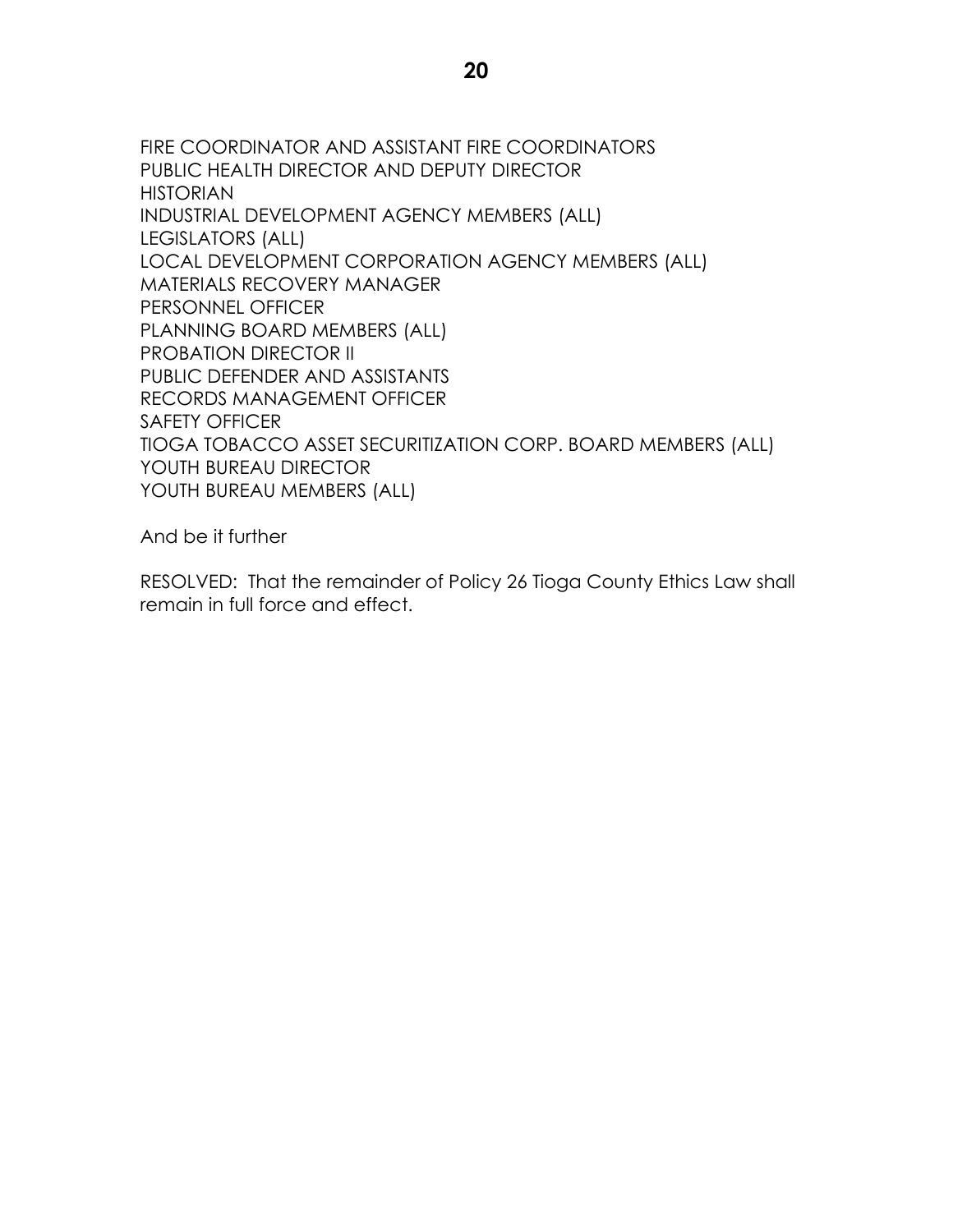FIRE COORDINATOR AND ASSISTANT FIRE COORDINATORS
PUBLIC HEALTH DIRECTOR AND DEPUTY DIRECTOR
HISTORIAN
INDUSTRIAL DEVELOPMENT AGENCY MEMBERS (ALL)
LEGISLATORS (ALL)
LOCAL DEVELOPMENT CORPORATION AGENCY MEMBERS (ALL)
MATERIALS RECOVERY MANAGER
PERSONNEL OFFICER
PLANNING BOARD MEMBERS (ALL)
PROBATION DIRECTOR II
PUBLIC DEFENDER AND ASSISTANTS
RECORDS MANAGEMENT OFFICER
SAFETY OFFICER
TIOGA TOBACCO ASSET SECURITIZATION CORP. BOARD MEMBERS (ALL)
YOUTH BUREAU DIRECTOR
YOUTH BUREAU MEMBERS (ALL)

And be it further

RESOLVED: That the remainder of Policy 26 Tioga County Ethics Law shall remain in full force and effect.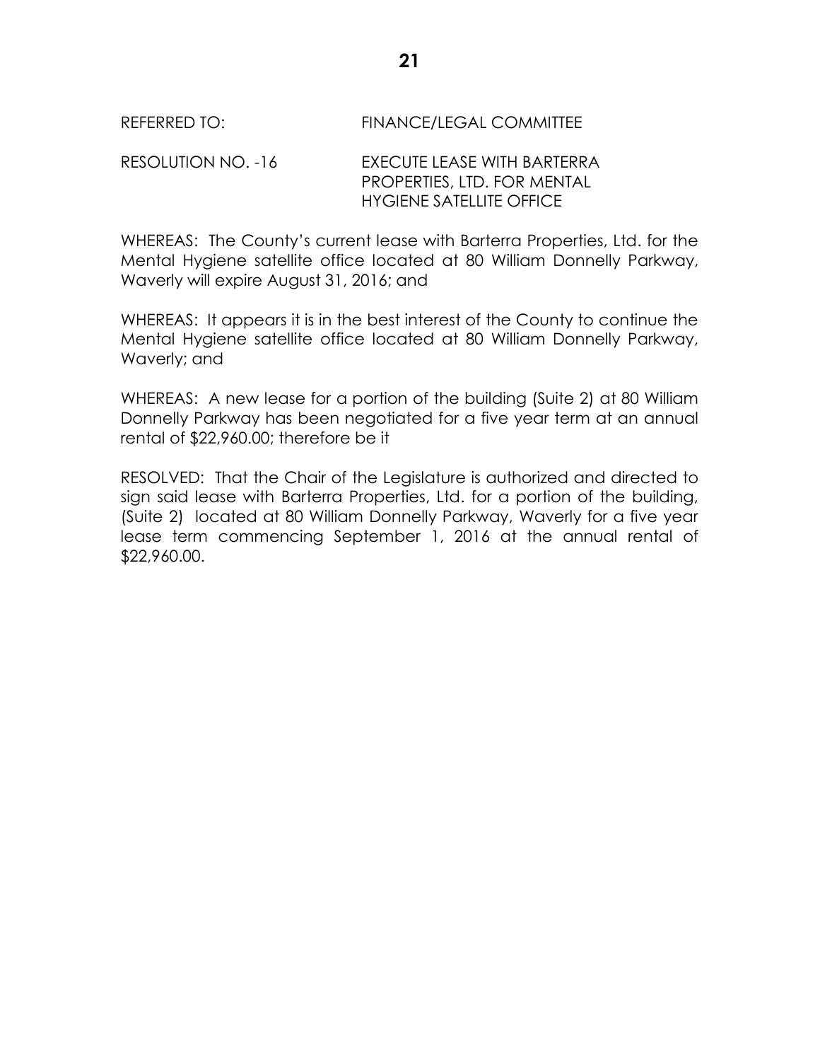REFERRED TO: FINANCE/LEGAL COMMITTEE

RESOLUTION NO. -16 EXECUTE LEASE WITH BARTERRA PROPERTIES, LTD. FOR MENTAL HYGIENE SATELLITE OFFICE

WHEREAS: The County's current lease with Barterra Properties, Ltd. for the Mental Hygiene satellite office located at 80 William Donnelly Parkway, Waverly will expire August 31, 2016; and

WHEREAS: It appears it is in the best interest of the County to continue the Mental Hygiene satellite office located at 80 William Donnelly Parkway, Waverly; and

WHEREAS: A new lease for a portion of the building (Suite 2) at 80 William Donnelly Parkway has been negotiated for a five year term at an annual rental of $22,960.00; therefore be it

RESOLVED: That the Chair of the Legislature is authorized and directed to sign said lease with Barterra Properties, Ltd. for a portion of the building, (Suite 2) located at 80 William Donnelly Parkway, Waverly for a five year lease term commencing September 1, 2016 at the annual rental of $22,960.00.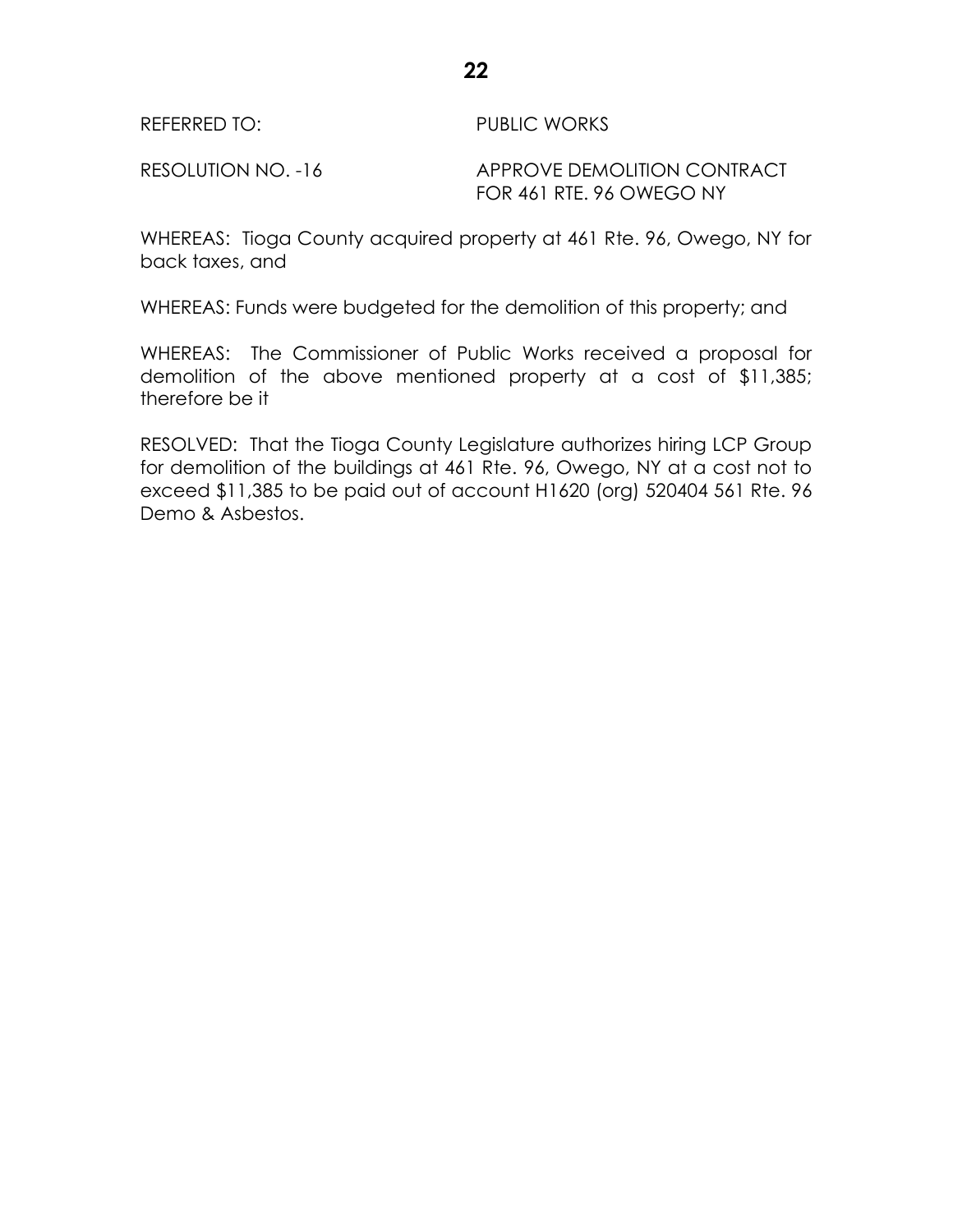REFERRED TO: PUBLIC WORKS

RESOLUTION NO. -16 APPROVE DEMOLITION CONTRACT FOR 461 RTE. 96 OWEGO NY

WHEREAS: Tioga County acquired property at 461 Rte. 96, Owego, NY for back taxes, and

WHEREAS: Funds were budgeted for the demolition of this property; and

WHEREAS: The Commissioner of Public Works received a proposal for demolition of the above mentioned property at a cost of $11,385; therefore be it

RESOLVED: That the Tioga County Legislature authorizes hiring LCP Group for demolition of the buildings at 461 Rte. 96, Owego, NY at a cost not to exceed $11,385 to be paid out of account H1620 (org) 520404 561 Rte. 96 Demo & Asbestos.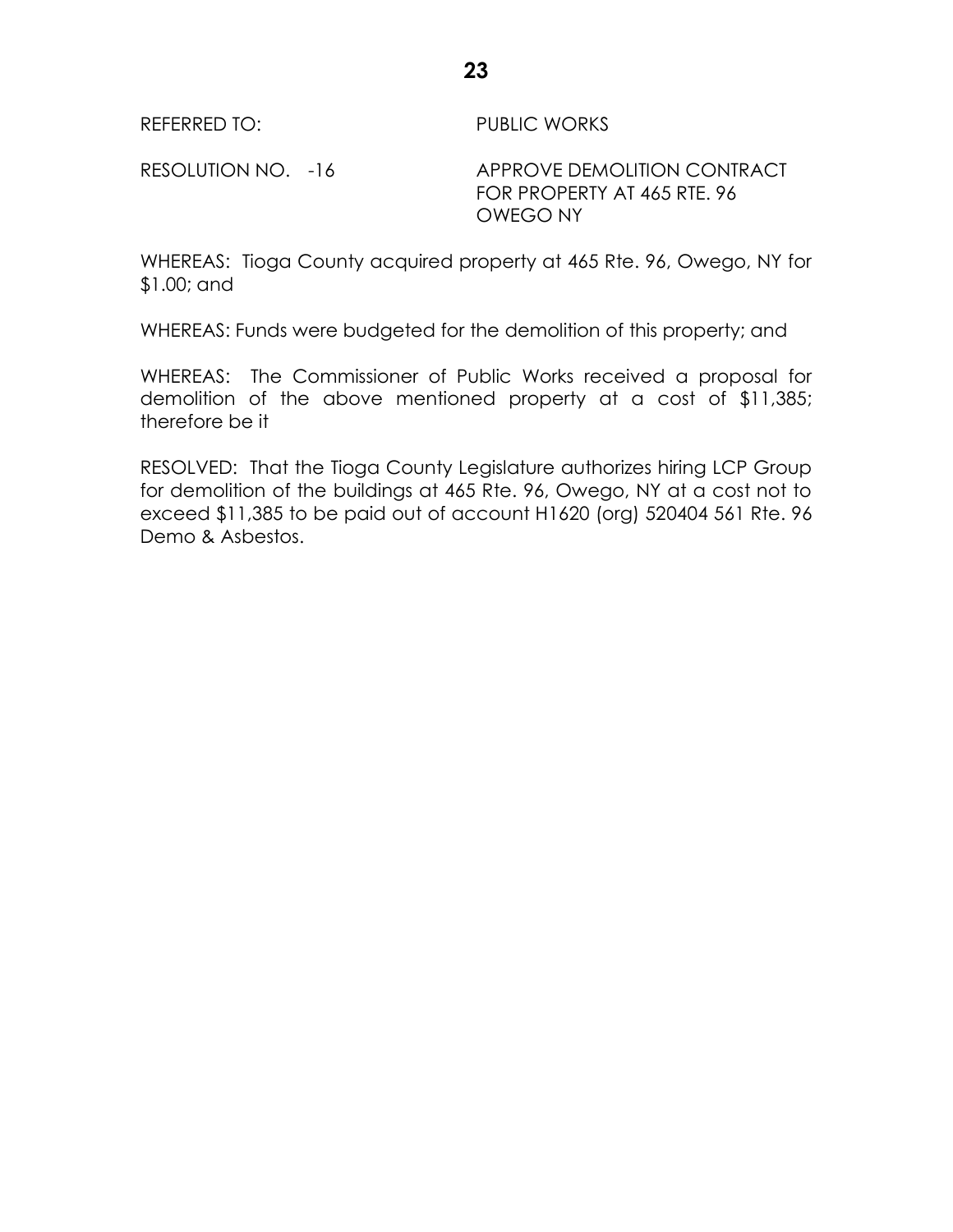REFERRED TO: PUBLIC WORKS

RESOLUTION NO. -16 APPROVE DEMOLITION CONTRACT FOR PROPERTY AT 465 RTE. 96 OWEGO NY

WHEREAS: Tioga County acquired property at 465 Rte. 96, Owego, NY for $1.00; and

WHEREAS: Funds were budgeted for the demolition of this property; and

WHEREAS: The Commissioner of Public Works received a proposal for demolition of the above mentioned property at a cost of $11,385; therefore be it

RESOLVED: That the Tioga County Legislature authorizes hiring LCP Group for demolition of the buildings at 465 Rte. 96, Owego, NY at a cost not to exceed $11,385 to be paid out of account H1620 (org) 520404 561 Rte. 96 Demo & Asbestos.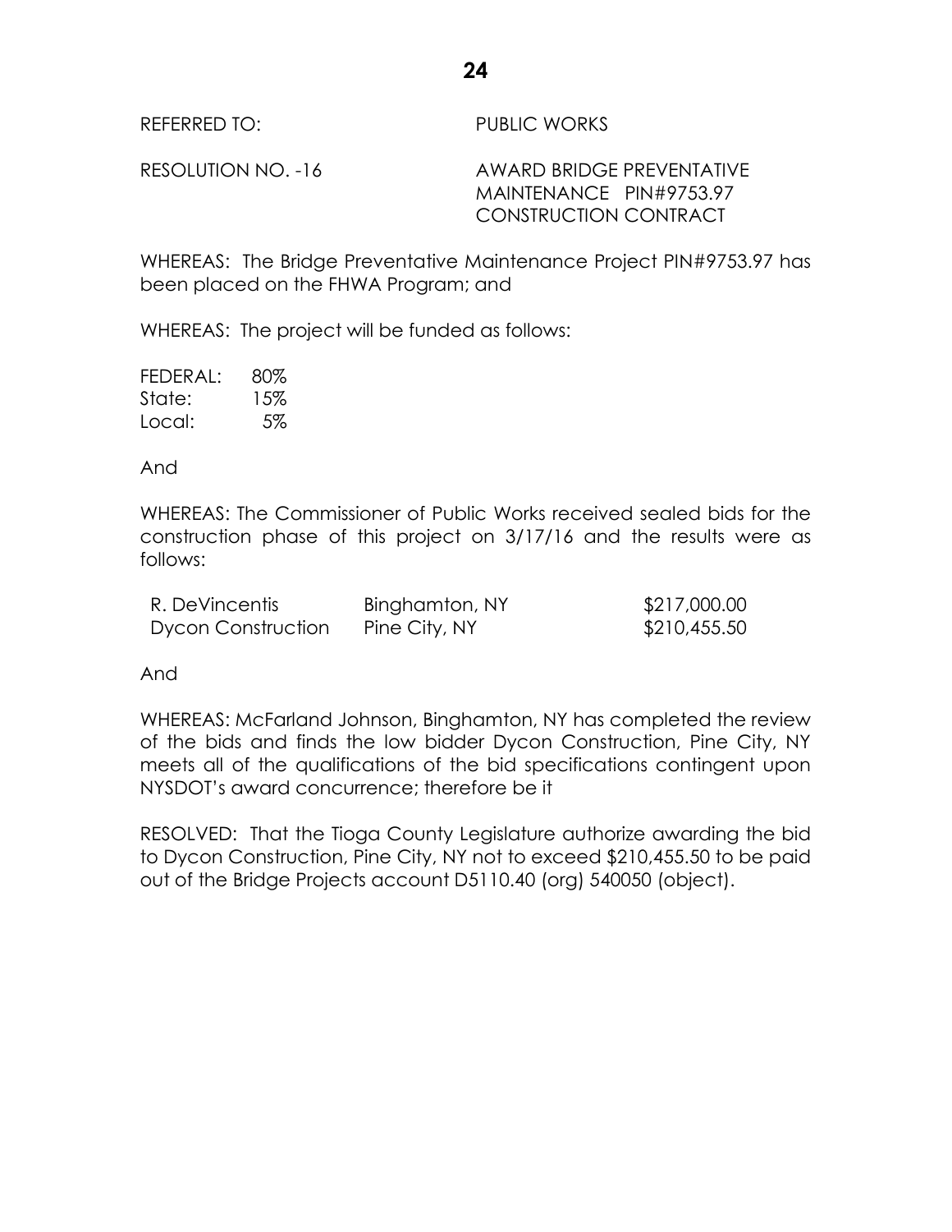REFERRED TO: PUBLIC WORKS

RESOLUTION NO. -16 AWARD BRIDGE PREVENTATIVE MAINTENANCE PIN#9753.97 CONSTRUCTION CONTRACT

WHEREAS: The Bridge Preventative Maintenance Project PIN#9753.97 has been placed on the FHWA Program; and

WHEREAS: The project will be funded as follows:

FEDERAL: 80%
State: 15%
Local: 5%

And

WHEREAS: The Commissioner of Public Works received sealed bids for the construction phase of this project on 3/17/16 and the results were as follows:

| | | |
|---|---|---|
| R. DeVincentis | Binghamton, NY | $217,000.00 |
| Dycon Construction | Pine City, NY | $210,455.50 |

And

WHEREAS: McFarland Johnson, Binghamton, NY has completed the review of the bids and finds the low bidder Dycon Construction, Pine City, NY meets all of the qualifications of the bid specifications contingent upon NYSDOT's award concurrence; therefore be it

RESOLVED: That the Tioga County Legislature authorize awarding the bid to Dycon Construction, Pine City, NY not to exceed $210,455.50 to be paid out of the Bridge Projects account D5110.40 (org) 540050 (object).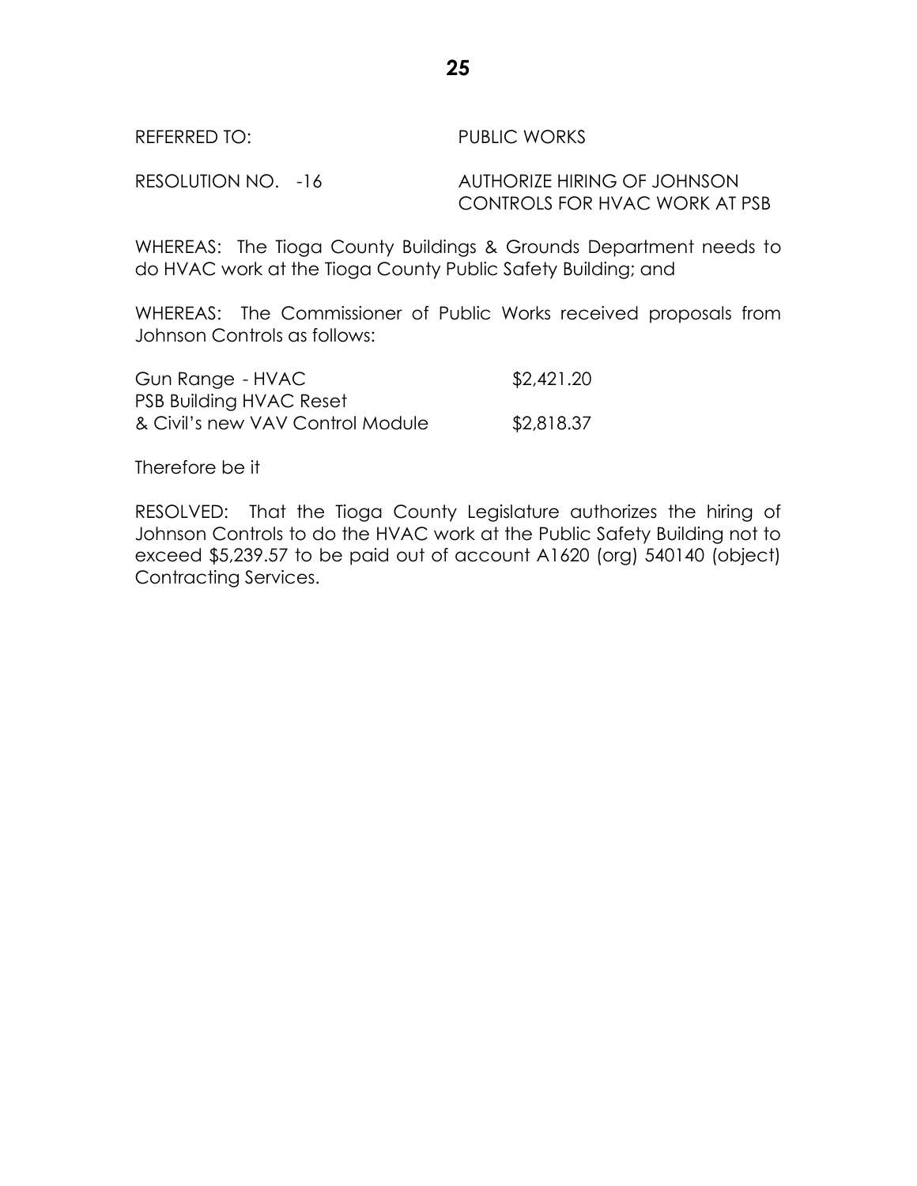REFERRED TO: PUBLIC WORKS

RESOLUTION NO. -16 AUTHORIZE HIRING OF JOHNSON CONTROLS FOR HVAC WORK AT PSB

WHEREAS: The Tioga County Buildings & Grounds Department needs to do HVAC work at the Tioga County Public Safety Building; and

WHEREAS: The Commissioner of Public Works received proposals from Johnson Controls as follows:

| | |
|---|---|
| Gun Range - HVAC | $2,421.20 |
| PSB Building HVAC Reset & Civil's new VAV Control Module | $2,818.37 |

Therefore be it

RESOLVED: That the Tioga County Legislature authorizes the hiring of Johnson Controls to do the HVAC work at the Public Safety Building not to exceed $5,239.57 to be paid out of account A1620 (org) 540140 (object) Contracting Services.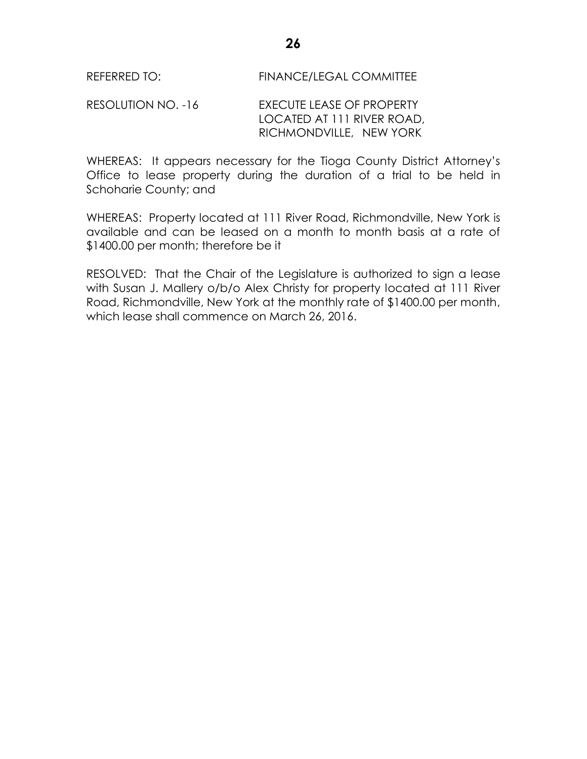REFERRED TO: FINANCE/LEGAL COMMITTEE

RESOLUTION NO. -16 EXECUTE LEASE OF PROPERTY LOCATED AT 111 RIVER ROAD, RICHMONDVILLE, NEW YORK

WHEREAS: It appears necessary for the Tioga County District Attorney's Office to lease property during the duration of a trial to be held in Schoharie County; and

WHEREAS: Property located at 111 River Road, Richmondville, New York is available and can be leased on a month to month basis at a rate of $1400.00 per month; therefore be it

RESOLVED: That the Chair of the Legislature is authorized to sign a lease with Susan J. Mallery o/b/o Alex Christy for property located at 111 River Road, Richmondville, New York at the monthly rate of $1400.00 per month, which lease shall commence on March 26, 2016.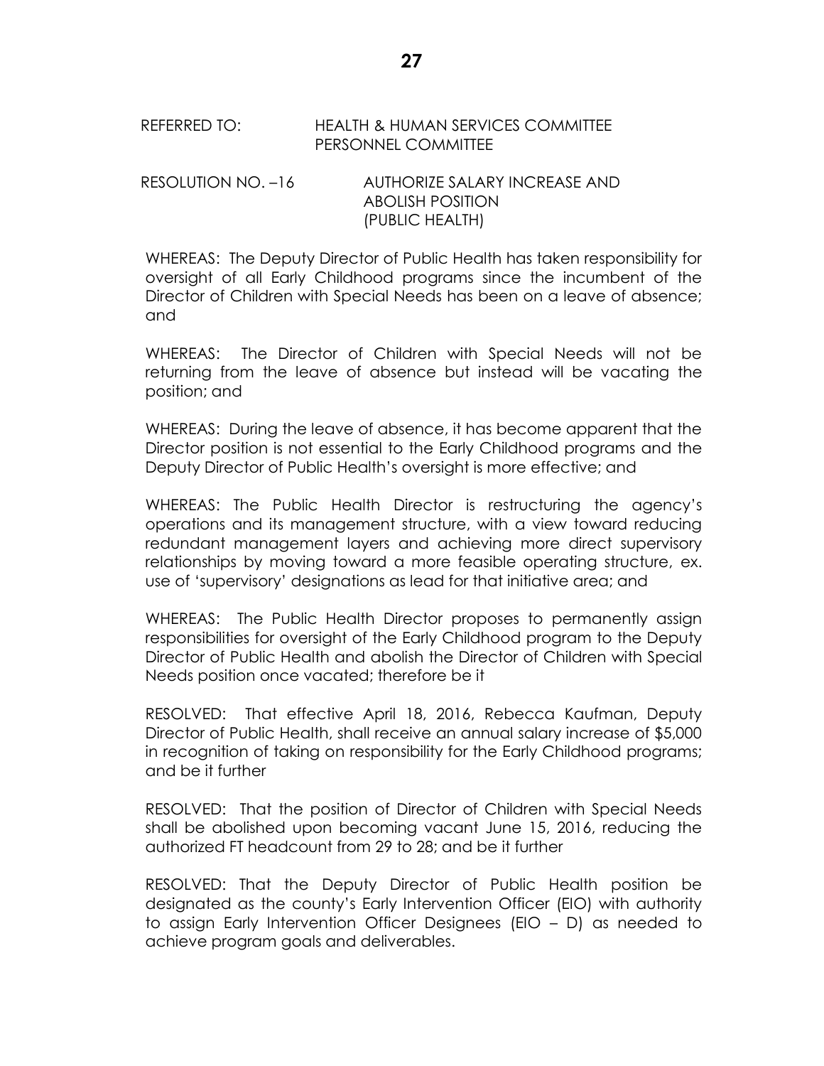REFERRED TO: HEALTH & HUMAN SERVICES COMMITTEE
PERSONNEL COMMITTEE

RESOLUTION NO. –16 AUTHORIZE SALARY INCREASE AND ABOLISH POSITION (PUBLIC HEALTH)

WHEREAS: The Deputy Director of Public Health has taken responsibility for oversight of all Early Childhood programs since the incumbent of the Director of Children with Special Needs has been on a leave of absence; and

WHEREAS: The Director of Children with Special Needs will not be returning from the leave of absence but instead will be vacating the position; and

WHEREAS: During the leave of absence, it has become apparent that the Director position is not essential to the Early Childhood programs and the Deputy Director of Public Health's oversight is more effective; and

WHEREAS: The Public Health Director is restructuring the agency's operations and its management structure, with a view toward reducing redundant management layers and achieving more direct supervisory relationships by moving toward a more feasible operating structure, ex. use of 'supervisory' designations as lead for that initiative area; and

WHEREAS: The Public Health Director proposes to permanently assign responsibilities for oversight of the Early Childhood program to the Deputy Director of Public Health and abolish the Director of Children with Special Needs position once vacated; therefore be it

RESOLVED: That effective April 18, 2016, Rebecca Kaufman, Deputy Director of Public Health, shall receive an annual salary increase of $5,000 in recognition of taking on responsibility for the Early Childhood programs; and be it further

RESOLVED: That the position of Director of Children with Special Needs shall be abolished upon becoming vacant June 15, 2016, reducing the authorized FT headcount from 29 to 28; and be it further

RESOLVED: That the Deputy Director of Public Health position be designated as the county's Early Intervention Officer (EIO) with authority to assign Early Intervention Officer Designees (EIO – D) as needed to achieve program goals and deliverables.